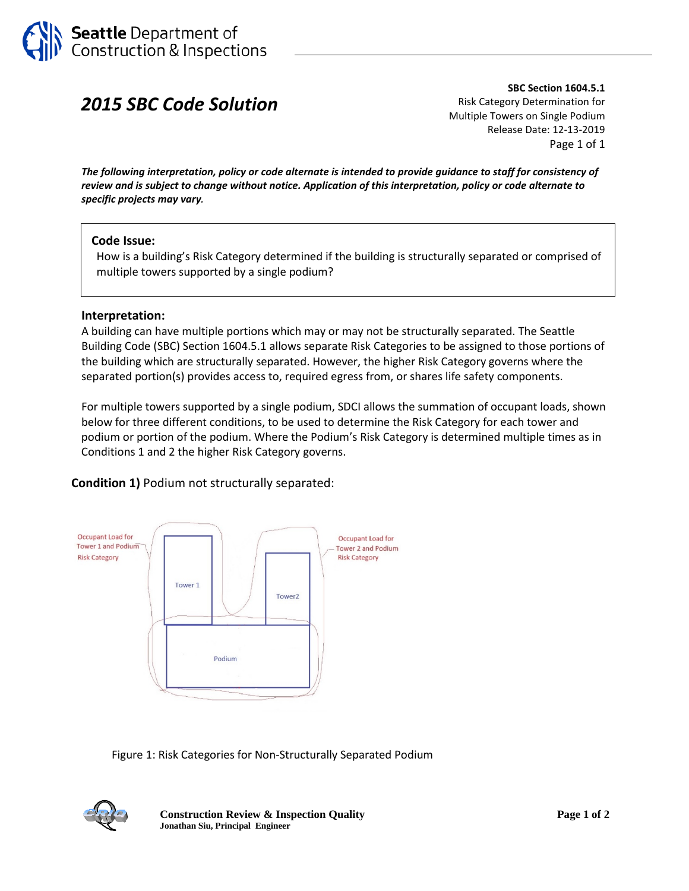# 2015 SBC Code Solution

**SBC Section 1604.5.1**
Risk Category Determination for Multiple Towers on Single Podium
Release Date: 12-13-2019
Page 1 of 1

***The following interpretation, policy or code alternate is intended to provide guidance to staff for consistency of review and is subject to change without notice. Application of this interpretation, policy or code alternate to specific projects may vary.***

**Code Issue:**
How is a building's Risk Category determined if the building is structurally separated or comprised of multiple towers supported by a single podium?

### Interpretation:

A building can have multiple portions which may or may not be structurally separated. The Seattle Building Code (SBC) Section 1604.5.1 allows separate Risk Categories to be assigned to those portions of the building which are structurally separated. However, the higher Risk Category governs where the separated portion(s) provides access to, required egress from, or shares life safety components.

For multiple towers supported by a single podium, SDCI allows the summation of occupant loads, shown below for three different conditions, to be used to determine the Risk Category for each tower and podium or portion of the podium. Where the Podium's Risk Category is determined multiple times as in Conditions 1 and 2 the higher Risk Category governs.

**Condition 1)** Podium not structurally separated:

Occupant Load for Tower 1 and Podium Risk Category

Occupant Load for Tower 2 and Podium Risk Category

Tower 1

Tower2

Podium

Figure 1: Risk Categories for Non-Structurally Separated Podium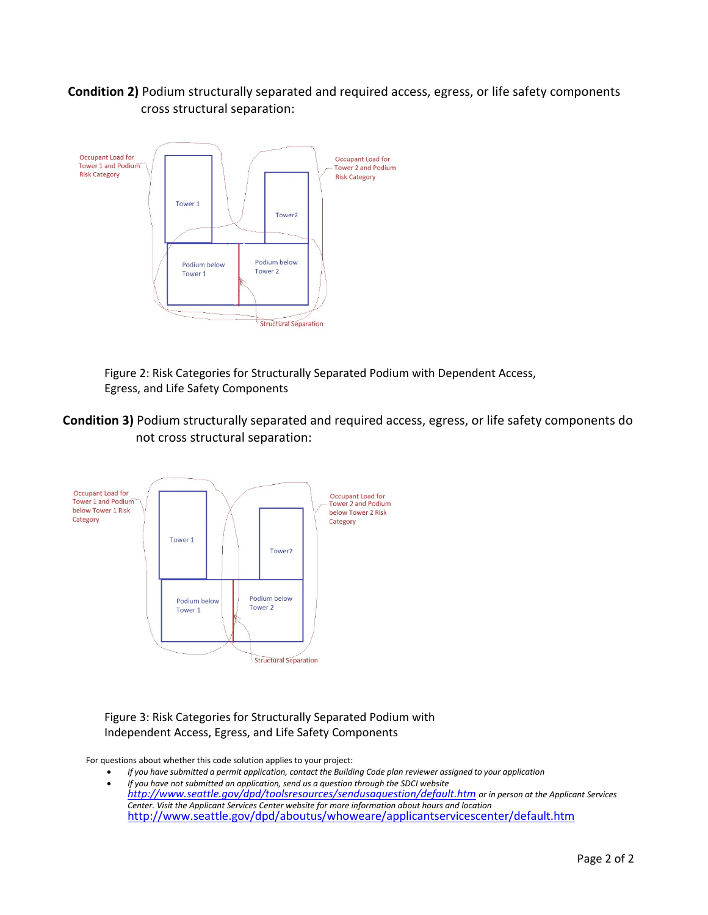**Condition 2)** Podium structurally separated and required access, egress, or life safety components cross structural separation:

Occupant Load for Tower 1 and Podium Risk Category

Occupant Load for Tower 2 and Podium Risk Category

Tower 1

Tower2

Podium below Tower 1

Podium below Tower 2

Structural Separation

Figure 2: Risk Categories for Structurally Separated Podium with Dependent Access, Egress, and Life Safety Components

**Condition 3)** Podium structurally separated and required access, egress, or life safety components do not cross structural separation:

Occupant Load for Tower 1 and Podium below Tower 1 Risk Category

Occupant Load for Tower 2 and Podium below Tower 2 Risk Category

Tower 1

Tower2

Podium below Tower 1

Podium below Tower 2

Structural Separation

Figure 3: Risk Categories for Structurally Separated Podium with Independent Access, Egress, and Life Safety Components

For questions about whether this code solution applies to your project:

- *If you have submitted a permit application, contact the Building Code plan reviewer assigned to your application*
- *If you have not submitted an application, send us a question through the SDCI website [http://www.seattle.gov/dpd/toolsresources/sendusaquestion/default.htm](http://www.seattle.gov/dpd/toolsresources/sendusaquestion/default.htm) or in person at the Applicant Services Center. Visit the Applicant Services Center website for more information about hours and location* [http://www.seattle.gov/dpd/aboutus/whoweare/applicantservicecenter/default.htm](http://www.seattle.gov/dpd/aboutus/whoweare/applicantservicecenter/default.htm)